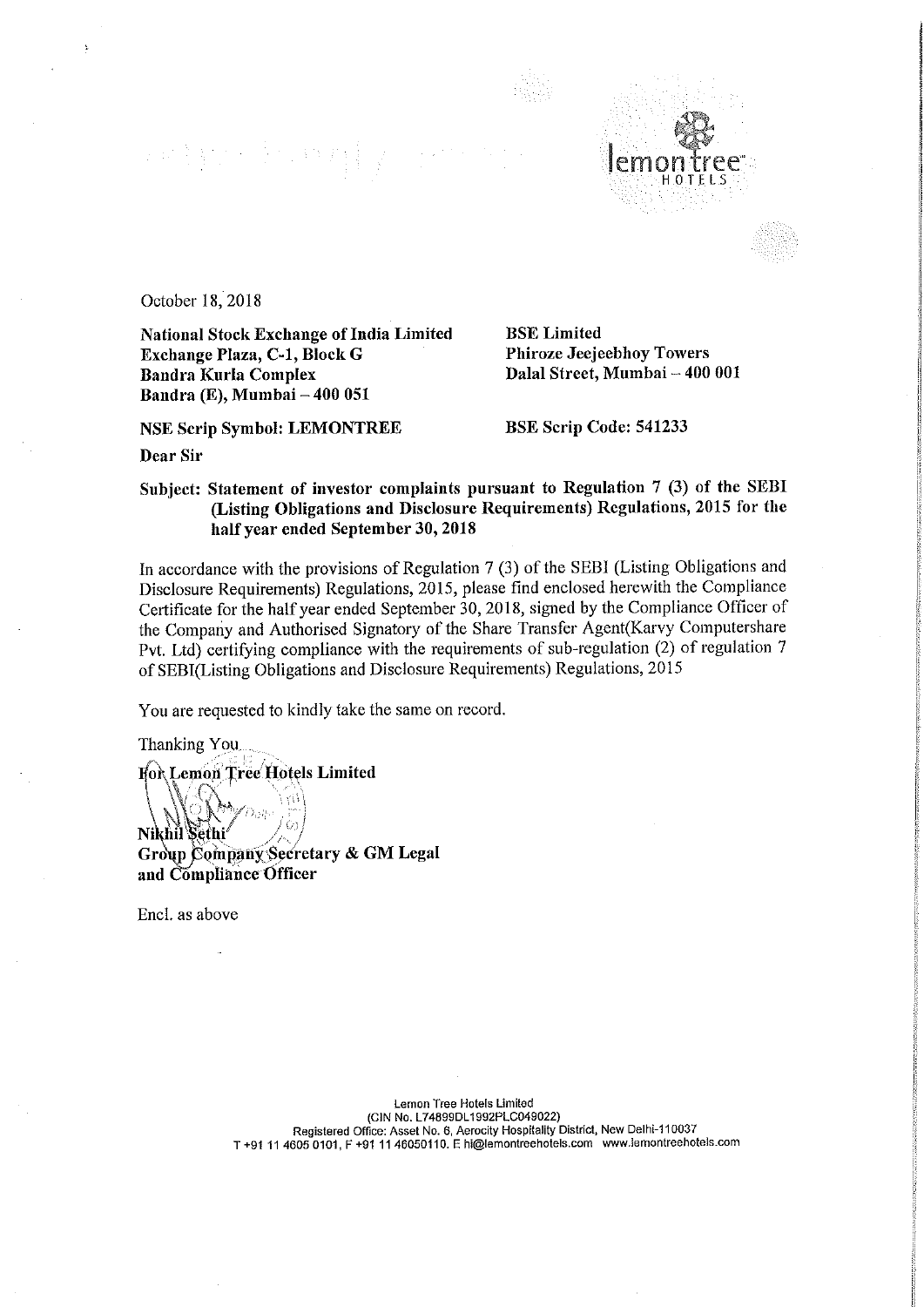October 18, 2018

**National Stock Exchange of India Limited**
**Exchange Plaza, C-1, Block G**
**Bandra Kurla Complex**
**Bandra (E), Mumbai – 400 051**

**BSE Limited**
**Phiroze Jeejeebhoy Towers**
**Dalal Street, Mumbai – 400 001**

**NSE Scrip Symbol: LEMONTREE**

**BSE Scrip Code: 541233**

**Dear Sir**

**Subject: Statement of investor complaints pursuant to Regulation 7 (3) of the SEBI (Listing Obligations and Disclosure Requirements) Regulations, 2015 for the half year ended September 30, 2018**

In accordance with the provisions of Regulation 7 (3) of the SEBI (Listing Obligations and Disclosure Requirements) Regulations, 2015, please find enclosed herewith the Compliance Certificate for the half year ended September 30, 2018, signed by the Compliance Officer of the Company and Authorised Signatory of the Share Transfer Agent(Karvy Computershare Pvt. Ltd) certifying compliance with the requirements of sub-regulation (2) of regulation 7 of SEBI(Listing Obligations and Disclosure Requirements) Regulations, 2015

You are requested to kindly take the same on record.

Thanking You

**For Lemon Tree Hotels Limited**

**Nikhil Sethi**
**Group Company Secretary & GM Legal and Compliance Officer**

Encl. as above

Lemon Tree Hotels Limited
(CIN No. L74899DL1992PLC049022)
Registered Office: Asset No. 6, Aerocity Hospitality District, New Delhi-110037
T +91 11 4605 0101, F +91 11 46050110. E hi@lemontreehotels.com www.lemontreehotels.com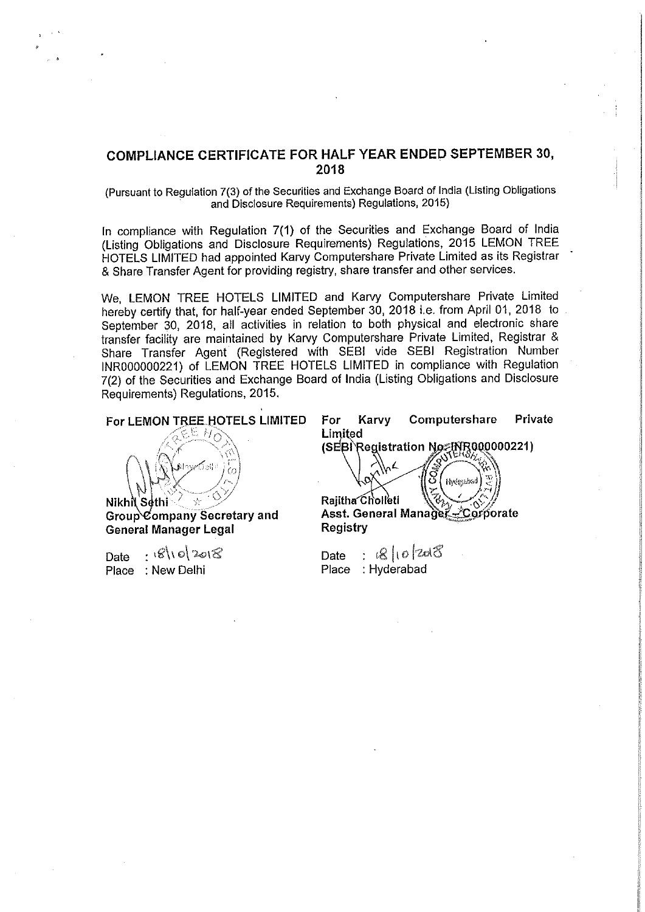# COMPLIANCE CERTIFICATE FOR HALF YEAR ENDED SEPTEMBER 30, 2018

(Pursuant to Regulation 7(3) of the Securities and Exchange Board of India (Listing Obligations and Disclosure Requirements) Regulations, 2015)

In compliance with Regulation 7(1) of the Securities and Exchange Board of India (Listing Obligations and Disclosure Requirements) Regulations, 2015 LEMON TREE HOTELS LIMITED had appointed Karvy Computershare Private Limited as its Registrar & Share Transfer Agent for providing registry, share transfer and other services.

We, LEMON TREE HOTELS LIMITED and Karvy Computershare Private Limited hereby certify that, for half-year ended September 30, 2018 i.e. from April 01, 2018 to September 30, 2018, all activities in relation to both physical and electronic share transfer facility are maintained by Karvy Computershare Private Limited, Registrar & Share Transfer Agent (Registered with SEBI vide SEBI Registration Number INR000000221) of LEMON TREE HOTELS LIMITED in compliance with Regulation 7(2) of the Securities and Exchange Board of India (Listing Obligations and Disclosure Requirements) Regulations, 2015.

**For LEMON TREE HOTELS LIMITED**

**Nikhil Sethi**
**Group Company Secretary and General Manager Legal**

Date : 18\10\2018
Place : New Delhi

**For Karvy Computershare Private Limited**
**(SEBI Registration No: INR000000221)**

**Rajitha Cholleti**
**Asst. General Manager - Corporate Registry**

Date : 18|10|2018
Place : Hyderabad